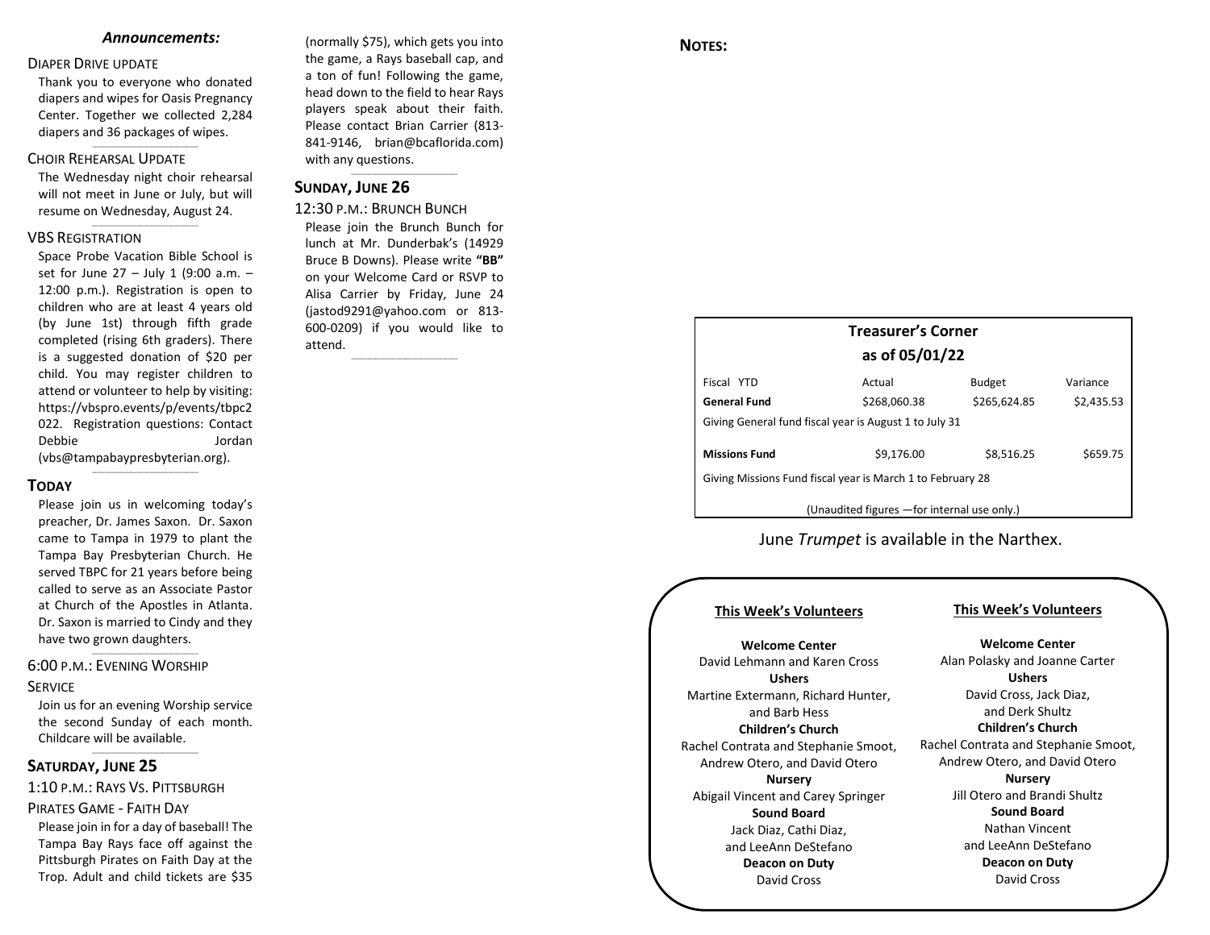***Announcements:***

DIAPER DRIVE UPDATE

Thank you to everyone who donated diapers and wipes for Oasis Pregnancy Center. Together we collected 2,284 diapers and 36 packages of wipes.

CHOIR REHEARSAL UPDATE

The Wednesday night choir rehearsal will not meet in June or July, but will resume on Wednesday, August 24.

VBS REGISTRATION

Space Probe Vacation Bible School is set for June 27 – July 1 (9:00 a.m. – 12:00 p.m.). Registration is open to children who are at least 4 years old (by June 1st) through fifth grade completed (rising 6th graders). There is a suggested donation of $20 per child. You may register children to attend or volunteer to help by visiting: https://vbspro.events/p/events/tbpc2022. Registration questions: Contact Debbie Jordan (vbs@tampabaypresbyterian.org).

## TODAY

Please join us in welcoming today's preacher, Dr. James Saxon. Dr. Saxon came to Tampa in 1979 to plant the Tampa Bay Presbyterian Church. He served TBPC for 21 years before being called to serve as an Associate Pastor at Church of the Apostles in Atlanta. Dr. Saxon is married to Cindy and they have two grown daughters.

6:00 P.M.: EVENING WORSHIP SERVICE

Join us for an evening Worship service the second Sunday of each month. Childcare will be available.

## SATURDAY, JUNE 25

1:10 P.M.: RAYS VS. PITTSBURGH PIRATES GAME - FAITH DAY

Please join in for a day of baseball! The Tampa Bay Rays face off against the Pittsburgh Pirates on Faith Day at the Trop. Adult and child tickets are $35 (normally $75), which gets you into the game, a Rays baseball cap, and a ton of fun! Following the game, head down to the field to hear Rays players speak about their faith. Please contact Brian Carrier (813-841-9146, brian@bcaflorida.com) with any questions.

## SUNDAY, JUNE 26

12:30 P.M.: BRUNCH BUNCH

Please join the Brunch Bunch for lunch at Mr. Dunderbak's (14929 Bruce B Downs). Please write **"BB"** on your Welcome Card or RSVP to Alisa Carrier by Friday, June 24 (jastod9291@yahoo.com or 813-600-0209) if you would like to attend.

**NOTES:**

**Treasurer's Corner**
**as of 05/01/22**

| Fiscal YTD | Actual | Budget | Variance |
|---|---|---|---|
| **General Fund** | $268,060.38 | $265,624.85 | $2,435.53 |
| Giving General fund fiscal year is August 1 to July 31 | | | |
| **Missions Fund** | $9,176.00 | $8,516.25 | $659.75 |
| Giving Missions Fund fiscal year is March 1 to February 28 | | | |

(Unaudited figures —for internal use only.)

June *Trumpet* is available in the Narthex.

**This Week's Volunteers**

**Welcome Center**
David Lehmann and Karen Cross
**Ushers**
Martine Extermann, Richard Hunter, and Barb Hess
**Children's Church**
Rachel Contrata and Stephanie Smoot, Andrew Otero, and David Otero
**Nursery**
Abigail Vincent and Carey Springer
**Sound Board**
Jack Diaz, Cathi Diaz, and LeeAnn DeStefano
**Deacon on Duty**
David Cross

**This Week's Volunteers**

**Welcome Center**
Alan Polasky and Joanne Carter
**Ushers**
David Cross, Jack Diaz, and Derk Shultz
**Children's Church**
Rachel Contrata and Stephanie Smoot, Andrew Otero, and David Otero
**Nursery**
Jill Otero and Brandi Shultz
**Sound Board**
Nathan Vincent and LeeAnn DeStefano
**Deacon on Duty**
David Cross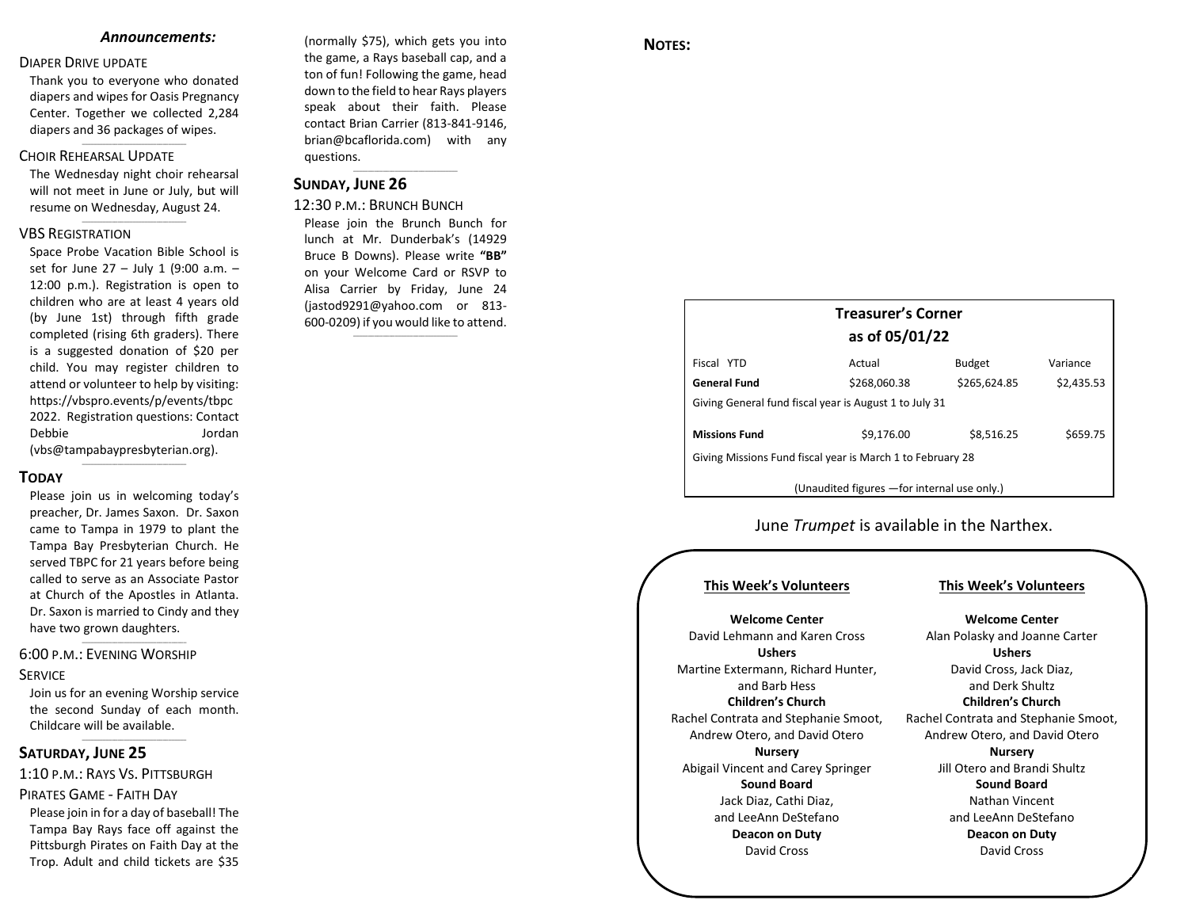***Announcements:***

DIAPER DRIVE UPDATE

Thank you to everyone who donated diapers and wipes for Oasis Pregnancy Center. Together we collected 2,284 diapers and 36 packages of wipes.

CHOIR REHEARSAL UPDATE

The Wednesday night choir rehearsal will not meet in June or July, but will resume on Wednesday, August 24.

VBS REGISTRATION

Space Probe Vacation Bible School is set for June 27 – July 1 (9:00 a.m. – 12:00 p.m.). Registration is open to children who are at least 4 years old (by June 1st) through fifth grade completed (rising 6th graders). There is a suggested donation of $20 per child. You may register children to attend or volunteer to help by visiting: https://vbspro.events/p/events/tbpc2022. Registration questions: Contact Debbie Jordan (vbs@tampabaypresbyterian.org).

## TODAY

Please join us in welcoming today's preacher, Dr. James Saxon. Dr. Saxon came to Tampa in 1979 to plant the Tampa Bay Presbyterian Church. He served TBPC for 21 years before being called to serve as an Associate Pastor at Church of the Apostles in Atlanta. Dr. Saxon is married to Cindy and they have two grown daughters.

6:00 P.M.: EVENING WORSHIP SERVICE

Join us for an evening Worship service the second Sunday of each month. Childcare will be available.

## SATURDAY, JUNE 25

1:10 P.M.: RAYS VS. PITTSBURGH PIRATES GAME - FAITH DAY

Please join in for a day of baseball! The Tampa Bay Rays face off against the Pittsburgh Pirates on Faith Day at the Trop. Adult and child tickets are $35 (normally $75), which gets you into the game, a Rays baseball cap, and a ton of fun! Following the game, head down to the field to hear Rays players speak about their faith. Please contact Brian Carrier (813-841-9146, brian@bcaflorida.com) with any questions.

## SUNDAY, JUNE 26

12:30 P.M.: BRUNCH BUNCH

Please join the Brunch Bunch for lunch at Mr. Dunderbak's (14929 Bruce B Downs). Please write **"BB"** on your Welcome Card or RSVP to Alisa Carrier by Friday, June 24 (jastod9291@yahoo.com or 813-600-0209) if you would like to attend.

**NOTES:**

**Treasurer's Corner**
**as of 05/01/22**

| Fiscal YTD | Actual | Budget | Variance |
|---|---|---|---|
| **General Fund** | $268,060.38 | $265,624.85 | $2,435.53 |
| Giving General fund fiscal year is August 1 to July 31 | | | |
| **Missions Fund** | $9,176.00 | $8,516.25 | $659.75 |
| Giving Missions Fund fiscal year is March 1 to February 28 | | | |

(Unaudited figures —for internal use only.)

June *Trumpet* is available in the Narthex.

**This Week's Volunteers**

**Welcome Center**
David Lehmann and Karen Cross
**Ushers**
Martine Extermann, Richard Hunter, and Barb Hess
**Children's Church**
Rachel Contrata and Stephanie Smoot, Andrew Otero, and David Otero
**Nursery**
Abigail Vincent and Carey Springer
**Sound Board**
Jack Diaz, Cathi Diaz, and LeeAnn DeStefano
**Deacon on Duty**
David Cross

**This Week's Volunteers**

**Welcome Center**
Alan Polasky and Joanne Carter
**Ushers**
David Cross, Jack Diaz, and Derk Shultz
**Children's Church**
Rachel Contrata and Stephanie Smoot, Andrew Otero, and David Otero
**Nursery**
Jill Otero and Brandi Shultz
**Sound Board**
Nathan Vincent and LeeAnn DeStefano
**Deacon on Duty**
David Cross